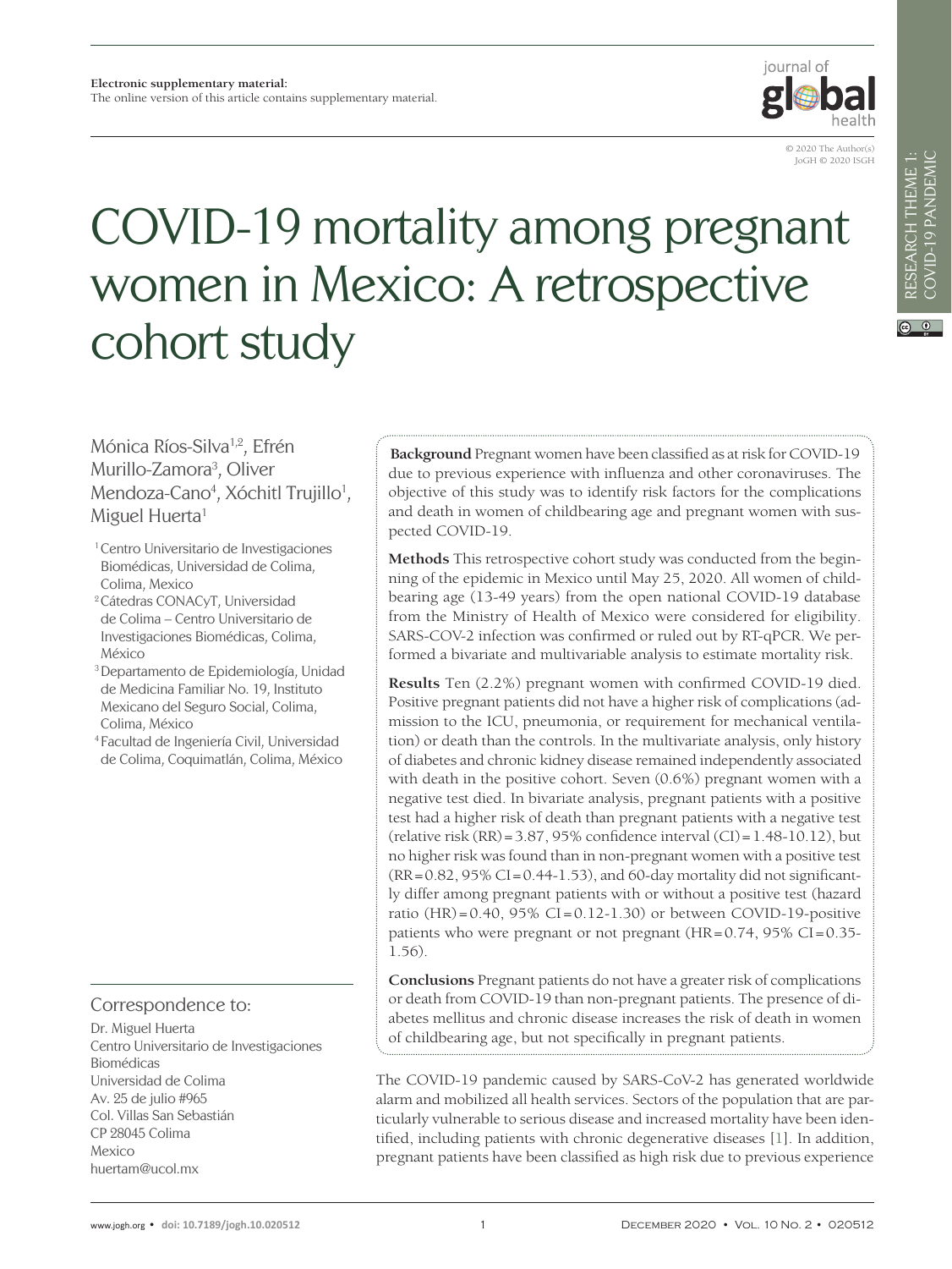**Electronic supplementary material:**
The online version of this article contains supplementary material.

© 2020 The Author(s)
JoGH © 2020 ISGH

RESEARCH THEME 1: COVID-19 PANDEMIC

# COVID-19 mortality among pregnant women in Mexico: A retrospective cohort study

Mónica Ríos-Silva[1,2], Efrén Murillo-Zamora[3], Oliver Mendoza-Cano[4], Xóchitl Trujillo[1], Miguel Huerta[1]

[1] Centro Universitario de Investigaciones Biomédicas, Universidad de Colima, Colima, Mexico

[2] Cátedras CONACyT, Universidad de Colima – Centro Universitario de Investigaciones Biomédicas, Colima, México

[3] Departamento de Epidemiología, Unidad de Medicina Familiar No. 19, Instituto Mexicano del Seguro Social, Colima, Colima, México

[4] Facultad de Ingeniería Civil, Universidad de Colima, Coquimatlán, Colima, México

**Background** Pregnant women have been classified as at risk for COVID-19 due to previous experience with influenza and other coronaviruses. The objective of this study was to identify risk factors for the complications and death in women of childbearing age and pregnant women with suspected COVID-19.

**Methods** This retrospective cohort study was conducted from the beginning of the epidemic in Mexico until May 25, 2020. All women of childbearing age (13-49 years) from the open national COVID-19 database from the Ministry of Health of Mexico were considered for eligibility. SARS-COV-2 infection was confirmed or ruled out by RT-qPCR. We performed a bivariate and multivariable analysis to estimate mortality risk.

**Results** Ten (2.2%) pregnant women with confirmed COVID-19 died. Positive pregnant patients did not have a higher risk of complications (admission to the ICU, pneumonia, or requirement for mechanical ventilation) or death than the controls. In the multivariate analysis, only history of diabetes and chronic kidney disease remained independently associated with death in the positive cohort. Seven (0.6%) pregnant women with a negative test died. In bivariate analysis, pregnant patients with a positive test had a higher risk of death than pregnant patients with a negative test (relative risk (RR) = 3.87, 95% confidence interval (CI) = 1.48-10.12), but no higher risk was found than in non-pregnant women with a positive test (RR = 0.82, 95% CI = 0.44-1.53), and 60-day mortality did not significantly differ among pregnant patients with or without a positive test (hazard ratio (HR) = 0.40, 95% CI = 0.12-1.30) or between COVID-19-positive patients who were pregnant or not pregnant (HR = 0.74, 95% CI = 0.35-1.56).

**Conclusions** Pregnant patients do not have a greater risk of complications or death from COVID-19 than non-pregnant patients. The presence of diabetes mellitus and chronic disease increases the risk of death in women of childbearing age, but not specifically in pregnant patients.

## Correspondence to:

Dr. Miguel Huerta
Centro Universitario de Investigaciones Biomédicas
Universidad de Colima
Av. 25 de julio #965
Col. Villas San Sebastián
CP 28045 Colima
Mexico
huertam@ucol.mx

The COVID-19 pandemic caused by SARS-CoV-2 has generated worldwide alarm and mobilized all health services. Sectors of the population that are particularly vulnerable to serious disease and increased mortality have been identified, including patients with chronic degenerative diseases [1]. In addition, pregnant patients have been classified as high risk due to previous experience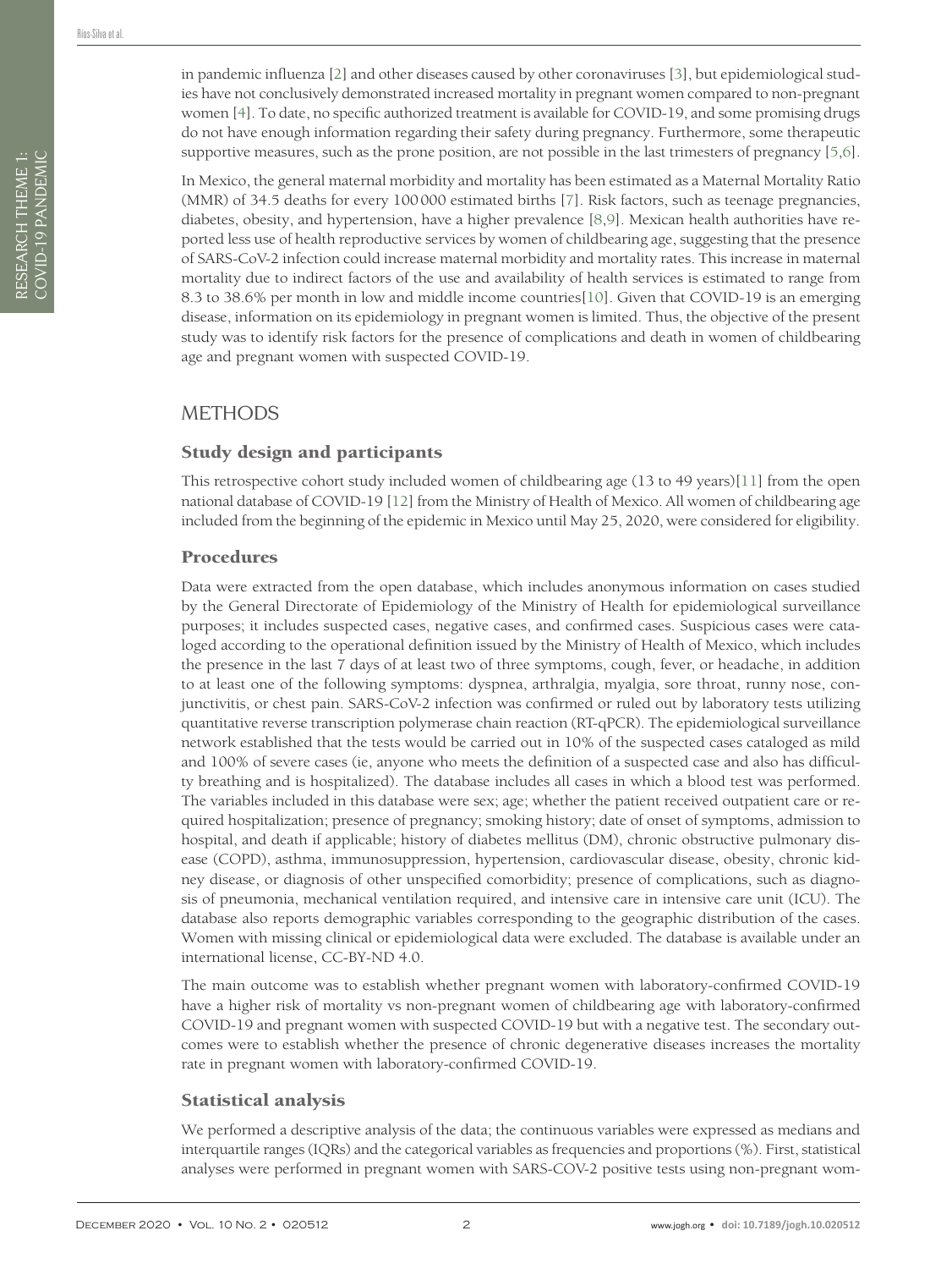in pandemic influenza [2] and other diseases caused by other coronaviruses [3], but epidemiological studies have not conclusively demonstrated increased mortality in pregnant women compared to non-pregnant women [4]. To date, no specific authorized treatment is available for COVID-19, and some promising drugs do not have enough information regarding their safety during pregnancy. Furthermore, some therapeutic supportive measures, such as the prone position, are not possible in the last trimesters of pregnancy [5,6].

In Mexico, the general maternal morbidity and mortality has been estimated as a Maternal Mortality Ratio (MMR) of 34.5 deaths for every 100 000 estimated births [7]. Risk factors, such as teenage pregnancies, diabetes, obesity, and hypertension, have a higher prevalence [8,9]. Mexican health authorities have reported less use of health reproductive services by women of childbearing age, suggesting that the presence of SARS-CoV-2 infection could increase maternal morbidity and mortality rates. This increase in maternal mortality due to indirect factors of the use and availability of health services is estimated to range from 8.3 to 38.6% per month in low and middle income countries[10]. Given that COVID-19 is an emerging disease, information on its epidemiology in pregnant women is limited. Thus, the objective of the present study was to identify risk factors for the presence of complications and death in women of childbearing age and pregnant women with suspected COVID-19.

## METHODS

### Study design and participants

This retrospective cohort study included women of childbearing age (13 to 49 years)[11] from the open national database of COVID-19 [12] from the Ministry of Health of Mexico. All women of childbearing age included from the beginning of the epidemic in Mexico until May 25, 2020, were considered for eligibility.

### Procedures

Data were extracted from the open database, which includes anonymous information on cases studied by the General Directorate of Epidemiology of the Ministry of Health for epidemiological surveillance purposes; it includes suspected cases, negative cases, and confirmed cases. Suspicious cases were cataloged according to the operational definition issued by the Ministry of Health of Mexico, which includes the presence in the last 7 days of at least two of three symptoms, cough, fever, or headache, in addition to at least one of the following symptoms: dyspnea, arthralgia, myalgia, sore throat, runny nose, conjunctivitis, or chest pain. SARS-CoV-2 infection was confirmed or ruled out by laboratory tests utilizing quantitative reverse transcription polymerase chain reaction (RT-qPCR). The epidemiological surveillance network established that the tests would be carried out in 10% of the suspected cases cataloged as mild and 100% of severe cases (ie, anyone who meets the definition of a suspected case and also has difficulty breathing and is hospitalized). The database includes all cases in which a blood test was performed. The variables included in this database were sex; age; whether the patient received outpatient care or required hospitalization; presence of pregnancy; smoking history; date of onset of symptoms, admission to hospital, and death if applicable; history of diabetes mellitus (DM), chronic obstructive pulmonary disease (COPD), asthma, immunosuppression, hypertension, cardiovascular disease, obesity, chronic kidney disease, or diagnosis of other unspecified comorbidity; presence of complications, such as diagnosis of pneumonia, mechanical ventilation required, and intensive care in intensive care unit (ICU). The database also reports demographic variables corresponding to the geographic distribution of the cases. Women with missing clinical or epidemiological data were excluded. The database is available under an international license, CC-BY-ND 4.0.

The main outcome was to establish whether pregnant women with laboratory-confirmed COVID-19 have a higher risk of mortality vs non-pregnant women of childbearing age with laboratory-confirmed COVID-19 and pregnant women with suspected COVID-19 but with a negative test. The secondary outcomes were to establish whether the presence of chronic degenerative diseases increases the mortality rate in pregnant women with laboratory-confirmed COVID-19.

### Statistical analysis

We performed a descriptive analysis of the data; the continuous variables were expressed as medians and interquartile ranges (IQRs) and the categorical variables as frequencies and proportions (%). First, statistical analyses were performed in pregnant women with SARS-COV-2 positive tests using non-pregnant wom-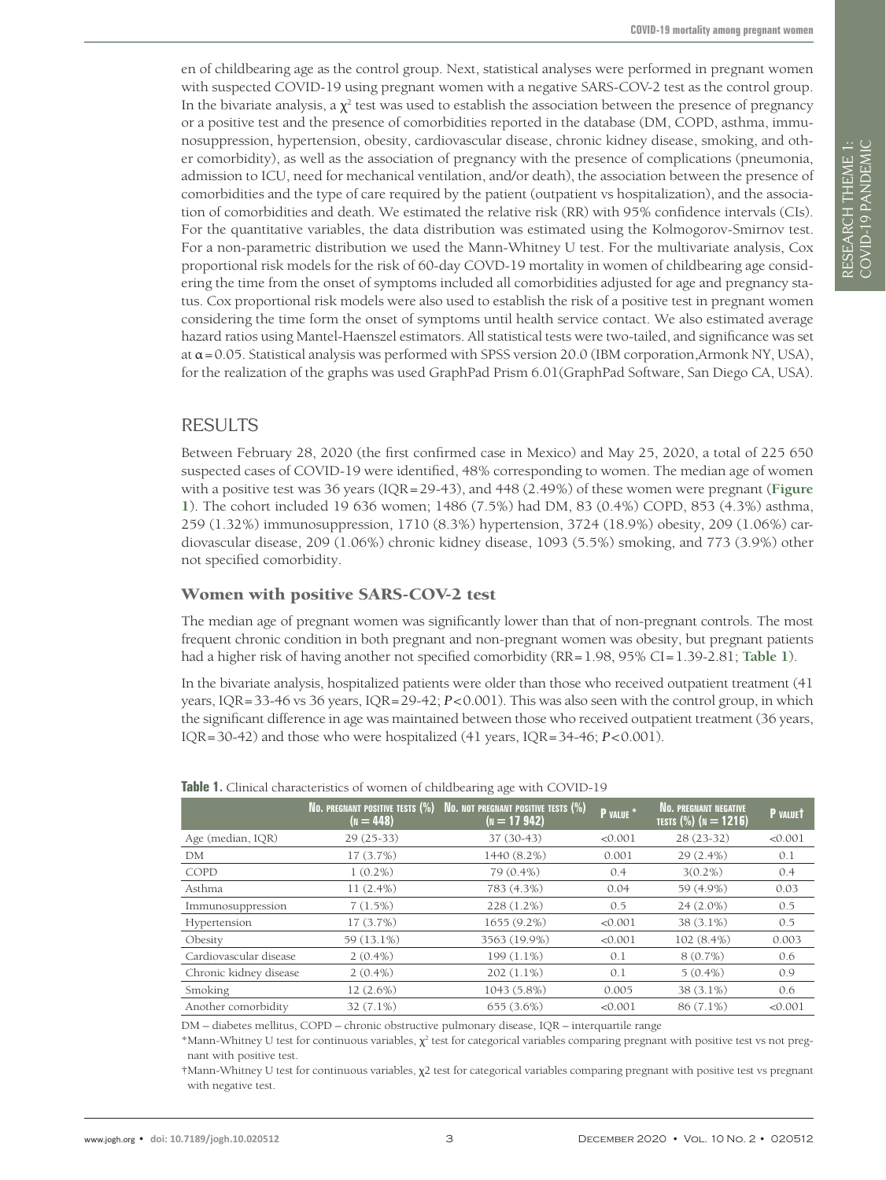en of childbearing age as the control group. Next, statistical analyses were performed in pregnant women with suspected COVID-19 using pregnant women with a negative SARS-COV-2 test as the control group. In the bivariate analysis, a $\chi^2$ test was used to establish the association between the presence of pregnancy or a positive test and the presence of comorbidities reported in the database (DM, COPD, asthma, immunosuppression, hypertension, obesity, cardiovascular disease, chronic kidney disease, smoking, and other comorbidity), as well as the association of pregnancy with the presence of complications (pneumonia, admission to ICU, need for mechanical ventilation, and/or death), the association between the presence of comorbidities and the type of care required by the patient (outpatient vs hospitalization), and the association of comorbidities and death. We estimated the relative risk (RR) with 95% confidence intervals (CIs). For the quantitative variables, the data distribution was estimated using the Kolmogorov-Smirnov test. For a non-parametric distribution we used the Mann-Whitney U test. For the multivariate analysis, Cox proportional risk models for the risk of 60-day COVD-19 mortality in women of childbearing age considering the time from the onset of symptoms included all comorbidities adjusted for age and pregnancy status. Cox proportional risk models were also used to establish the risk of a positive test in pregnant women considering the time form the onset of symptoms until health service contact. We also estimated average hazard ratios using Mantel-Haenszel estimators. All statistical tests were two-tailed, and significance was set at $\alpha=0.05$. Statistical analysis was performed with SPSS version 20.0 (IBM corporation,Armonk NY, USA), for the realization of the graphs was used GraphPad Prism 6.01(GraphPad Software, San Diego CA, USA).

## RESULTS

Between February 28, 2020 (the first confirmed case in Mexico) and May 25, 2020, a total of 225 650 suspected cases of COVID-19 were identified, 48% corresponding to women. The median age of women with a positive test was 36 years (IQR=29-43), and 448 (2.49%) of these women were pregnant (**Figure 1**). The cohort included 19 636 women; 1486 (7.5%) had DM, 83 (0.4%) COPD, 853 (4.3%) asthma, 259 (1.32%) immunosuppression, 1710 (8.3%) hypertension, 3724 (18.9%) obesity, 209 (1.06%) cardiovascular disease, 209 (1.06%) chronic kidney disease, 1093 (5.5%) smoking, and 773 (3.9%) other not specified comorbidity.

### Women with positive SARS-COV-2 test

The median age of pregnant women was significantly lower than that of non-pregnant controls. The most frequent chronic condition in both pregnant and non-pregnant women was obesity, but pregnant patients had a higher risk of having another not specified comorbidity (RR=1.98, 95% CI=1.39-2.81; **Table 1**).

In the bivariate analysis, hospitalized patients were older than those who received outpatient treatment (41 years, IQR=33-46 vs 36 years, IQR=29-42; *P*<0.001). This was also seen with the control group, in which the significant difference in age was maintained between those who received outpatient treatment (36 years, IQR=30-42) and those who were hospitalized (41 years, IQR=34-46; *P*<0.001).

**Table 1.** Clinical characteristics of women of childbearing age with COVID-19

| | No. pregnant positive tests (%) (n = 448) | No. not pregnant positive tests (%) (n = 17 942) | P value * | No. pregnant negative tests (%) (n = 1216) | P value† |
|---|---|---|---|---|---|
| Age (median, IQR) | 29 (25-33) | 37 (30-43) | <0.001 | 28 (23-32) | <0.001 |
| DM | 17 (3.7%) | 1440 (8.2%) | 0.001 | 29 (2.4%) | 0.1 |
| COPD | 1 (0.2%) | 79 (0.4%) | 0.4 | 3(0.2%) | 0.4 |
| Asthma | 11 (2.4%) | 783 (4.3%) | 0.04 | 59 (4.9%) | 0.03 |
| Immunosuppression | 7 (1.5%) | 228 (1.2%) | 0.5 | 24 (2.0%) | 0.5 |
| Hypertension | 17 (3.7%) | 1655 (9.2%) | <0.001 | 38 (3.1%) | 0.5 |
| Obesity | 59 (13.1%) | 3563 (19.9%) | <0.001 | 102 (8.4%) | 0.003 |
| Cardiovascular disease | 2 (0.4%) | 199 (1.1%) | 0.1 | 8 (0.7%) | 0.6 |
| Chronic kidney disease | 2 (0.4%) | 202 (1.1%) | 0.1 | 5 (0.4%) | 0.9 |
| Smoking | 12 (2.6%) | 1043 (5.8%) | 0.005 | 38 (3.1%) | 0.6 |
| Another comorbidity | 32 (7.1%) | 655 (3.6%) | <0.001 | 86 (7.1%) | <0.001 |

DM – diabetes mellitus, COPD – chronic obstructive pulmonary disease, IQR – interquartile range

*Mann-Whitney U test for continuous variables, $\chi^2$ test for categorical variables comparing pregnant with positive test vs not pregnant with positive test.

†Mann-Whitney U test for continuous variables, $\chi2$ test for categorical variables comparing pregnant with positive test vs pregnant with negative test.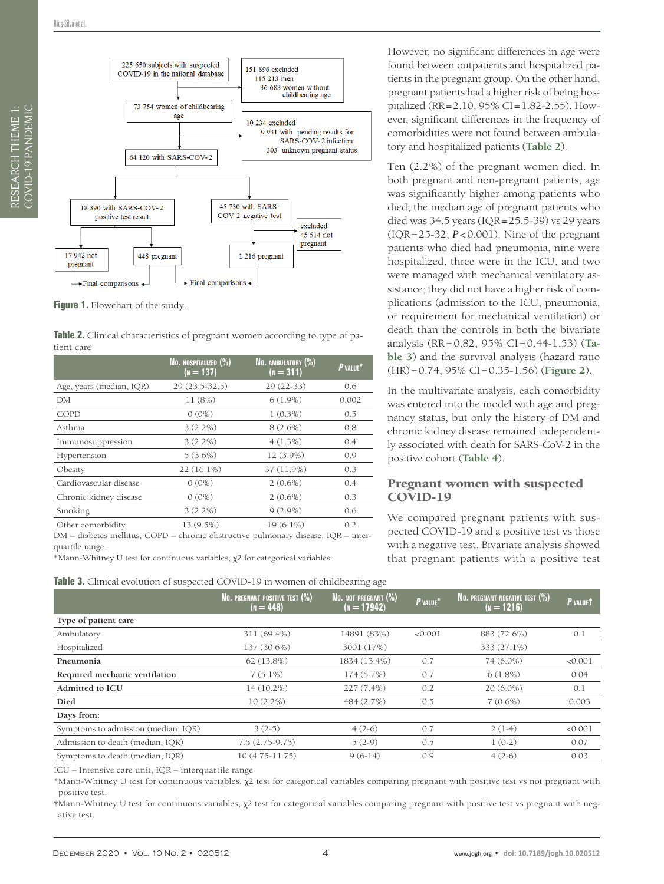However, no significant differences in age were found between outpatients and hospitalized patients in the pregnant group. On the other hand, pregnant patients had a higher risk of being hospitalized (RR = 2.10, 95% CI = 1.82-2.55). However, significant differences in the frequency of comorbidities were not found between ambulatory and hospitalized patients (**Table 2**).

Ten (2.2%) of the pregnant women died. In both pregnant and non-pregnant patients, age was significantly higher among patients who died; the median age of pregnant patients who died was 34.5 years (IQR = 25.5-39) vs 29 years (IQR = 25-32; $P < 0.001$). Nine of the pregnant patients who died had pneumonia, nine were hospitalized, three were in the ICU, and two were managed with mechanical ventilatory assistance; they did not have a higher risk of complications (admission to the ICU, pneumonia, or requirement for mechanical ventilation) or death than the controls in both the bivariate analysis (RR = 0.82, 95% CI = 0.44-1.53) (**Table 3**) and the survival analysis (hazard ratio (HR) = 0.74, 95% CI = 0.35-1.56) (**Figure 2**).

In the multivariate analysis, each comorbidity was entered into the model with age and pregnancy status, but only the history of DM and chronic kidney disease remained independently associated with death for SARS-CoV-2 in the positive cohort (**Table 4**).

**Figure 1.** Flowchart of the study.

**Table 2.** Clinical characteristics of pregnant women according to type of patient care

| | No. hospitalized (%) (n = 137) | No. ambulatory (%) (n = 311) | P value* |
|---|---|---|---|
| Age, years (median, IQR) | 29 (23.5-32.5) | 29 (22-33) | 0.6 |
| DM | 11 (8%) | 6 (1.9%) | 0.002 |
| COPD | 0 (0%) | 1 (0.3%) | 0.5 |
| Asthma | 3 (2.2%) | 8 (2.6%) | 0.8 |
| Immunosuppression | 3 (2.2%) | 4 (1.3%) | 0.4 |
| Hypertension | 5 (3.6%) | 12 (3.9%) | 0.9 |
| Obesity | 22 (16.1%) | 37 (11.9%) | 0.3 |
| Cardiovascular disease | 0 (0%) | 2 (0.6%) | 0.4 |
| Chronic kidney disease | 0 (0%) | 2 (0.6%) | 0.3 |
| Smoking | 3 (2.2%) | 9 (2.9%) | 0.6 |
| Other comorbidity | 13 (9.5%) | 19 (6.1%) | 0.2 |

DM – diabetes mellitus, COPD – chronic obstructive pulmonary disease, IQR – interquartile range.

*Mann-Whitney U test for continuous variables, $\chi^2$ for categorical variables.

## Pregnant women with suspected COVID-19

We compared pregnant patients with suspected COVID-19 and a positive test vs those with a negative test. Bivariate analysis showed that pregnant patients with a positive test

**Table 3.** Clinical evolution of suspected COVID-19 in women of childbearing age

| | No. pregnant positive test (%) (n = 448) | No. not pregnant (%) (n = 17942) | P value* | No. pregnant negative test (%) (n = 1216) | P value† |
|---|---|---|---|---|---|
| **Type of patient care** | | | | | |
| Ambulatory | 311 (69.4%) | 14891 (83%) | <0.001 | 883 (72.6%) | 0.1 |
| Hospitalized | 137 (30.6%) | 3001 (17%) | | 333 (27.1%) | |
| **Pneumonia** | 62 (13.8%) | 1834 (13.4%) | 0.7 | 74 (6.0%) | <0.001 |
| **Required mechanic ventilation** | 7 (5.1%) | 174 (5.7%) | 0.7 | 6 (1.8%) | 0.04 |
| **Admitted to ICU** | 14 (10.2%) | 227 (7.4%) | 0.2 | 20 (6.0%) | 0.1 |
| **Died** | 10 (2.2%) | 484 (2.7%) | 0.5 | 7 (0.6%) | 0.003 |
| **Days from:** | | | | | |
| Symptoms to admission (median, IQR) | 3 (2-5) | 4 (2-6) | 0.7 | 2 (1-4) | <0.001 |
| Admission to death (median, IQR) | 7.5 (2.75-9.75) | 5 (2-9) | 0.5 | 1 (0-2) | 0.07 |
| Symptoms to death (median, IQR) | 10 (4.75-11.75) | 9 (6-14) | 0.9 | 4 (2-6) | 0.03 |

ICU – Intensive care unit, IQR – interquartile range

*Mann-Whitney U test for continuous variables, $\chi^2$ test for categorical variables comparing pregnant with positive test vs not pregnant with positive test.

†Mann-Whitney U test for continuous variables, $\chi^2$ test for categorical variables comparing pregnant with positive test vs pregnant with negative test.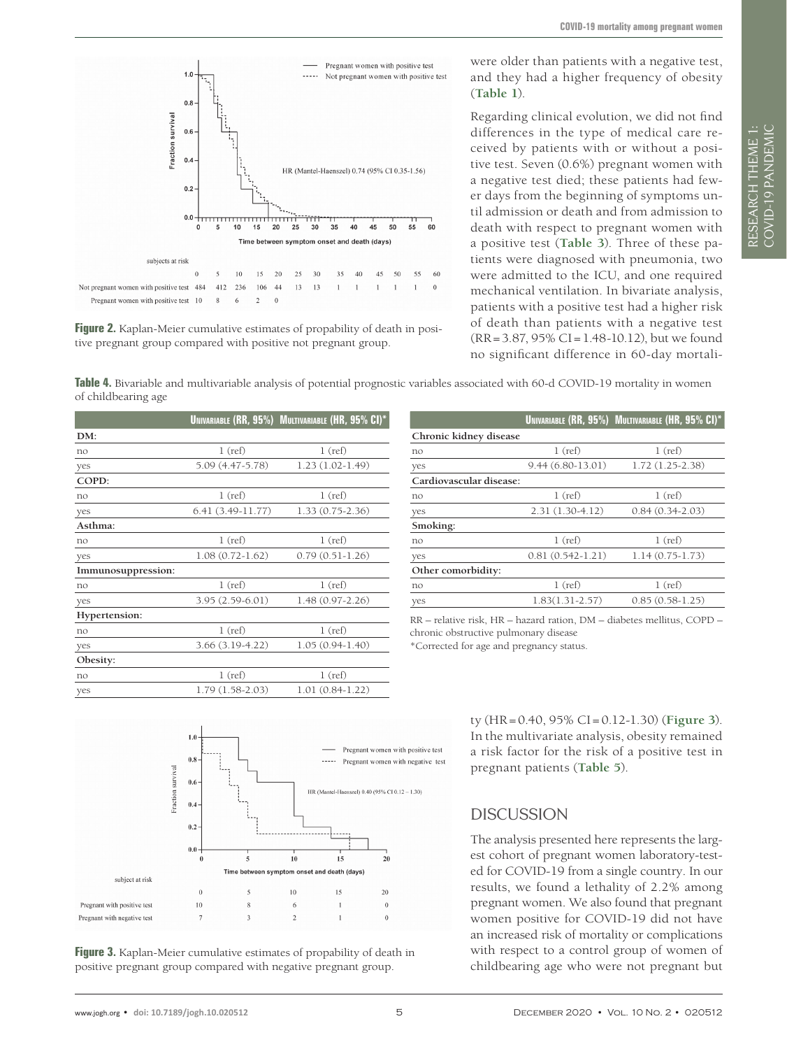Figure 2. Kaplan-Meier cumulative estimates of propability of death in positive pregnant group compared with positive not pregnant group.

were older than patients with a negative test, and they had a higher frequency of obesity (**Table 1**).

Regarding clinical evolution, we did not find differences in the type of medical care received by patients with or without a positive test. Seven (0.6%) pregnant women with a negative test died; these patients had fewer days from the beginning of symptoms until admission or death and from admission to death with respect to pregnant women with a positive test (**Table 3**). Three of these patients were diagnosed with pneumonia, two were admitted to the ICU, and one required mechanical ventilation. In bivariate analysis, patients with a positive test had a higher risk of death than patients with a negative test (RR = 3.87, 95% CI = 1.48-10.12), but we found no significant difference in 60-day mortality (HR = 0.40, 95% CI = 0.12-1.30) (**Figure 3**). In the multivariate analysis, obesity remained a risk factor for the risk of a positive test in pregnant patients (**Table 5**).

**Table 4.** Bivariable and multivariable analysis of potential prognostic variables associated with 60-d COVID-19 mortality in women of childbearing age

| | Univariable (RR, 95%) | Multivariable (HR, 95% CI)* |
|---|---|---|
| **DM:** | | |
| no | 1 (ref) | 1 (ref) |
| yes | 5.09 (4.47-5.78) | 1.23 (1.02-1.49) |
| **COPD:** | | |
| no | 1 (ref) | 1 (ref) |
| yes | 6.41 (3.49-11.77) | 1.33 (0.75-2.36) |
| **Asthma:** | | |
| no | 1 (ref) | 1 (ref) |
| yes | 1.08 (0.72-1.62) | 0.79 (0.51-1.26) |
| **Immunosuppression:** | | |
| no | 1 (ref) | 1 (ref) |
| yes | 3.95 (2.59-6.01) | 1.48 (0.97-2.26) |
| **Hypertension:** | | |
| no | 1 (ref) | 1 (ref) |
| yes | 3.66 (3.19-4.22) | 1.05 (0.94-1.40) |
| **Obesity:** | | |
| no | 1 (ref) | 1 (ref) |
| yes | 1.79 (1.58-2.03) | 1.01 (0.84-1.22) |
| **Chronic kidney disease** | | |
| no | 1 (ref) | 1 (ref) |
| yes | 9.44 (6.80-13.01) | 1.72 (1.25-2.38) |
| **Cardiovascular disease:** | | |
| no | 1 (ref) | 1 (ref) |
| yes | 2.31 (1.30-4.12) | 0.84 (0.34-2.03) |
| **Smoking:** | | |
| no | 1 (ref) | 1 (ref) |
| yes | 0.81 (0.542-1.21) | 1.14 (0.75-1.73) |
| **Other comorbidity:** | | |
| no | 1 (ref) | 1 (ref) |
| yes | 1.83(1.31-2.57) | 0.85 (0.58-1.25) |

RR – relative risk, HR – hazard ration, DM – diabetes mellitus, COPD – chronic obstructive pulmonary disease

*Corrected for age and pregnancy status.

Figure 3. Kaplan-Meier cumulative estimates of propability of death in positive pregnant group compared with negative pregnant group.

## DISCUSSION

The analysis presented here represents the largest cohort of pregnant women laboratory-tested for COVID-19 from a single country. In our results, we found a lethality of 2.2% among pregnant women. We also found that pregnant women positive for COVID-19 did not have an increased risk of mortality or complications with respect to a control group of women of childbearing age who were not pregnant but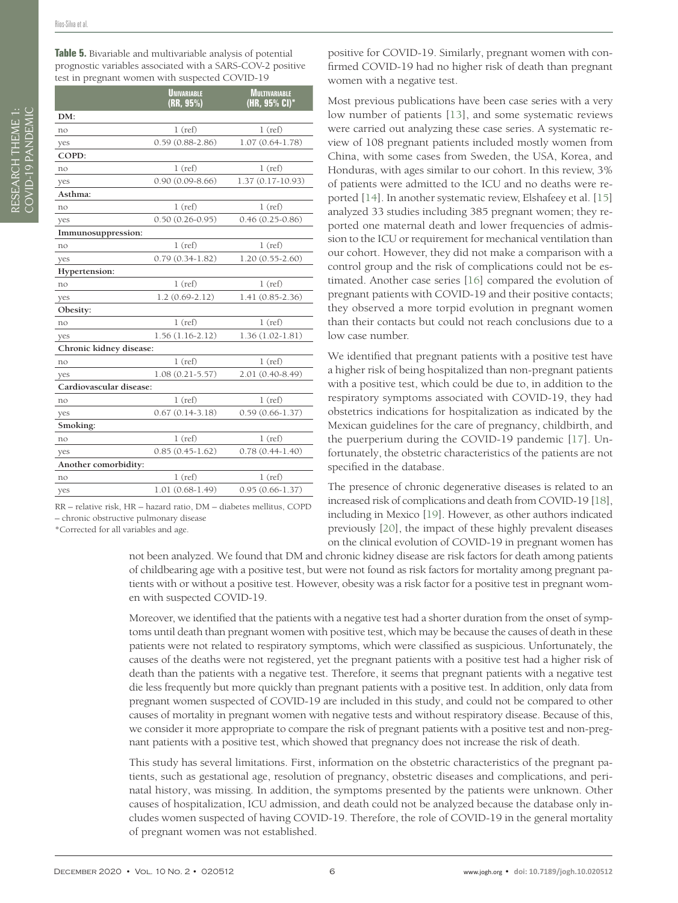**Table 5.** Bivariable and multivariable analysis of potential prognostic variables associated with a SARS-COV-2 positive test in pregnant women with suspected COVID-19

| | Univariable (RR, 95%) | Multivariable (HR, 95% CI)* |
|---|---|---|
| **DM:** | | |
| no | 1 (ref) | 1 (ref) |
| yes | 0.59 (0.88-2.86) | 1.07 (0.64-1.78) |
| **COPD:** | | |
| no | 1 (ref) | 1 (ref) |
| yes | 0.90 (0.09-8.66) | 1.37 (0.17-10.93) |
| **Asthma:** | | |
| no | 1 (ref) | 1 (ref) |
| yes | 0.50 (0.26-0.95) | 0.46 (0.25-0.86) |
| **Immunosuppression:** | | |
| no | 1 (ref) | 1 (ref) |
| yes | 0.79 (0.34-1.82) | 1.20 (0.55-2.60) |
| **Hypertension:** | | |
| no | 1 (ref) | 1 (ref) |
| yes | 1.2 (0.69-2.12) | 1.41 (0.85-2.36) |
| **Obesity:** | | |
| no | 1 (ref) | 1 (ref) |
| yes | 1.56 (1.16-2.12) | 1.36 (1.02-1.81) |
| **Chronic kidney disease:** | | |
| no | 1 (ref) | 1 (ref) |
| yes | 1.08 (0.21-5.57) | 2.01 (0.40-8.49) |
| **Cardiovascular disease:** | | |
| no | 1 (ref) | 1 (ref) |
| yes | 0.67 (0.14-3.18) | 0.59 (0.66-1.37) |
| **Smoking:** | | |
| no | 1 (ref) | 1 (ref) |
| yes | 0.85 (0.45-1.62) | 0.78 (0.44-1.40) |
| **Another comorbidity:** | | |
| no | 1 (ref) | 1 (ref) |
| yes | 1.01 (0.68-1.49) | 0.95 (0.66-1.37) |

RR – relative risk, HR – hazard ratio, DM – diabetes mellitus, COPD – chronic obstructive pulmonary disease

*Corrected for all variables and age.

positive for COVID-19. Similarly, pregnant women with confirmed COVID-19 had no higher risk of death than pregnant women with a negative test.

Most previous publications have been case series with a very low number of patients [13], and some systematic reviews were carried out analyzing these case series. A systematic review of 108 pregnant patients included mostly women from China, with some cases from Sweden, the USA, Korea, and Honduras, with ages similar to our cohort. In this review, 3% of patients were admitted to the ICU and no deaths were reported [14]. In another systematic review, Elshafeey et al. [15] analyzed 33 studies including 385 pregnant women; they reported one maternal death and lower frequencies of admission to the ICU or requirement for mechanical ventilation than our cohort. However, they did not make a comparison with a control group and the risk of complications could not be estimated. Another case series [16] compared the evolution of pregnant patients with COVID-19 and their positive contacts; they observed a more torpid evolution in pregnant women than their contacts but could not reach conclusions due to a low case number.

We identified that pregnant patients with a positive test have a higher risk of being hospitalized than non-pregnant patients with a positive test, which could be due to, in addition to the respiratory symptoms associated with COVID-19, they had obstetrics indications for hospitalization as indicated by the Mexican guidelines for the care of pregnancy, childbirth, and the puerperium during the COVID-19 pandemic [17]. Unfortunately, the obstetric characteristics of the patients are not specified in the database.

The presence of chronic degenerative diseases is related to an increased risk of complications and death from COVID-19 [18], including in Mexico [19]. However, as other authors indicated previously [20], the impact of these highly prevalent diseases on the clinical evolution of COVID-19 in pregnant women has not been analyzed. We found that DM and chronic kidney disease are risk factors for death among patients of childbearing age with a positive test, but were not found as risk factors for mortality among pregnant patients with or without a positive test. However, obesity was a risk factor for a positive test in pregnant women with suspected COVID-19.

Moreover, we identified that the patients with a negative test had a shorter duration from the onset of symptoms until death than pregnant women with positive test, which may be because the causes of death in these patients were not related to respiratory symptoms, which were classified as suspicious. Unfortunately, the causes of the deaths were not registered, yet the pregnant patients with a positive test had a higher risk of death than the patients with a negative test. Therefore, it seems that pregnant patients with a negative test die less frequently but more quickly than pregnant patients with a positive test. In addition, only data from pregnant women suspected of COVID-19 are included in this study, and could not be compared to other causes of mortality in pregnant women with negative tests and without respiratory disease. Because of this, we consider it more appropriate to compare the risk of pregnant patients with a positive test and non-pregnant patients with a positive test, which showed that pregnancy does not increase the risk of death.

This study has several limitations. First, information on the obstetric characteristics of the pregnant patients, such as gestational age, resolution of pregnancy, obstetric diseases and complications, and perinatal history, was missing. In addition, the symptoms presented by the patients were unknown. Other causes of hospitalization, ICU admission, and death could not be analyzed because the database only includes women suspected of having COVID-19. Therefore, the role of COVID-19 in the general mortality of pregnant women was not established.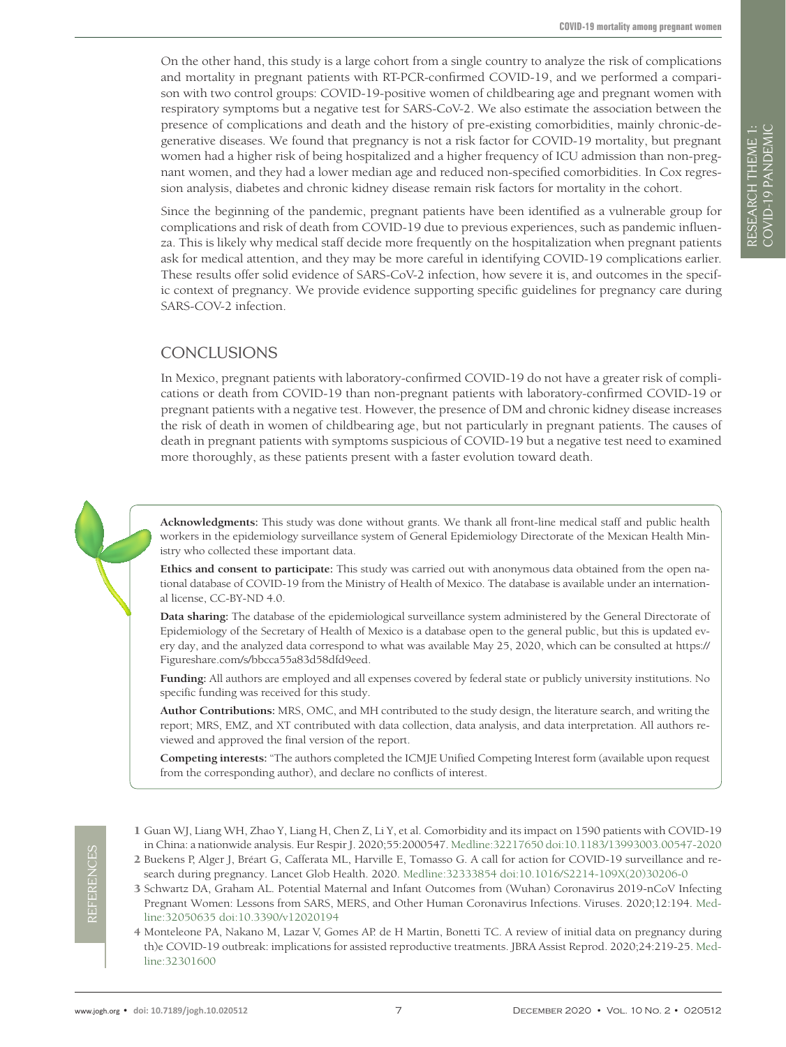On the other hand, this study is a large cohort from a single country to analyze the risk of complications and mortality in pregnant patients with RT-PCR-confirmed COVID-19, and we performed a comparison with two control groups: COVID-19-positive women of childbearing age and pregnant women with respiratory symptoms but a negative test for SARS-CoV-2. We also estimate the association between the presence of complications and death and the history of pre-existing comorbidities, mainly chronic-degenerative diseases. We found that pregnancy is not a risk factor for COVID-19 mortality, but pregnant women had a higher risk of being hospitalized and a higher frequency of ICU admission than non-pregnant women, and they had a lower median age and reduced non-specified comorbidities. In Cox regression analysis, diabetes and chronic kidney disease remain risk factors for mortality in the cohort.

Since the beginning of the pandemic, pregnant patients have been identified as a vulnerable group for complications and risk of death from COVID-19 due to previous experiences, such as pandemic influenza. This is likely why medical staff decide more frequently on the hospitalization when pregnant patients ask for medical attention, and they may be more careful in identifying COVID-19 complications earlier. These results offer solid evidence of SARS-CoV-2 infection, how severe it is, and outcomes in the specific context of pregnancy. We provide evidence supporting specific guidelines for pregnancy care during SARS-COV-2 infection.

## CONCLUSIONS

In Mexico, pregnant patients with laboratory-confirmed COVID-19 do not have a greater risk of complications or death from COVID-19 than non-pregnant patients with laboratory-confirmed COVID-19 or pregnant patients with a negative test. However, the presence of DM and chronic kidney disease increases the risk of death in women of childbearing age, but not particularly in pregnant patients. The causes of death in pregnant patients with symptoms suspicious of COVID-19 but a negative test need to examined more thoroughly, as these patients present with a faster evolution toward death.

**Acknowledgments:** This study was done without grants. We thank all front-line medical staff and public health workers in the epidemiology surveillance system of General Epidemiology Directorate of the Mexican Health Ministry who collected these important data.

**Ethics and consent to participate:** This study was carried out with anonymous data obtained from the open national database of COVID-19 from the Ministry of Health of Mexico. The database is available under an international license, CC-BY-ND 4.0.

**Data sharing:** The database of the epidemiological surveillance system administered by the General Directorate of Epidemiology of the Secretary of Health of Mexico is a database open to the general public, but this is updated every day, and the analyzed data correspond to what was available May 25, 2020, which can be consulted at https://Figureshare.com/s/bbcca55a83d58dfd9eed.

**Funding:** All authors are employed and all expenses covered by federal state or publicly university institutions. No specific funding was received for this study.

**Author Contributions:** MRS, OMC, and MH contributed to the study design, the literature search, and writing the report; MRS, EMZ, and XT contributed with data collection, data analysis, and data interpretation. All authors reviewed and approved the final version of the report.

**Competing interests:** "The authors completed the ICMJE Unified Competing Interest form (available upon request from the corresponding author), and declare no conflicts of interest.

## REFERENCES

1 Guan WJ, Liang WH, Zhao Y, Liang H, Chen Z, Li Y, et al. Comorbidity and its impact on 1590 patients with COVID-19 in China: a nationwide analysis. Eur Respir J. 2020;55:2000547. Medline:32217650 doi:10.1183/13993003.00547-2020

2 Buekens P, Alger J, Bréart G, Cafferata ML, Harville E, Tomasso G. A call for action for COVID-19 surveillance and research during pregnancy. Lancet Glob Health. 2020. Medline:32333854 doi:10.1016/S2214-109X(20)30206-0

3 Schwartz DA, Graham AL. Potential Maternal and Infant Outcomes from (Wuhan) Coronavirus 2019-nCoV Infecting Pregnant Women: Lessons from SARS, MERS, and Other Human Coronavirus Infections. Viruses. 2020;12:194. Medline:32050635 doi:10.3390/v12020194

4 Monteleone PA, Nakano M, Lazar V, Gomes AP. de H Martin, Bonetti TC. A review of initial data on pregnancy during th)e COVID-19 outbreak: implications for assisted reproductive treatments. JBRA Assist Reprod. 2020;24:219-25. Medline:32301600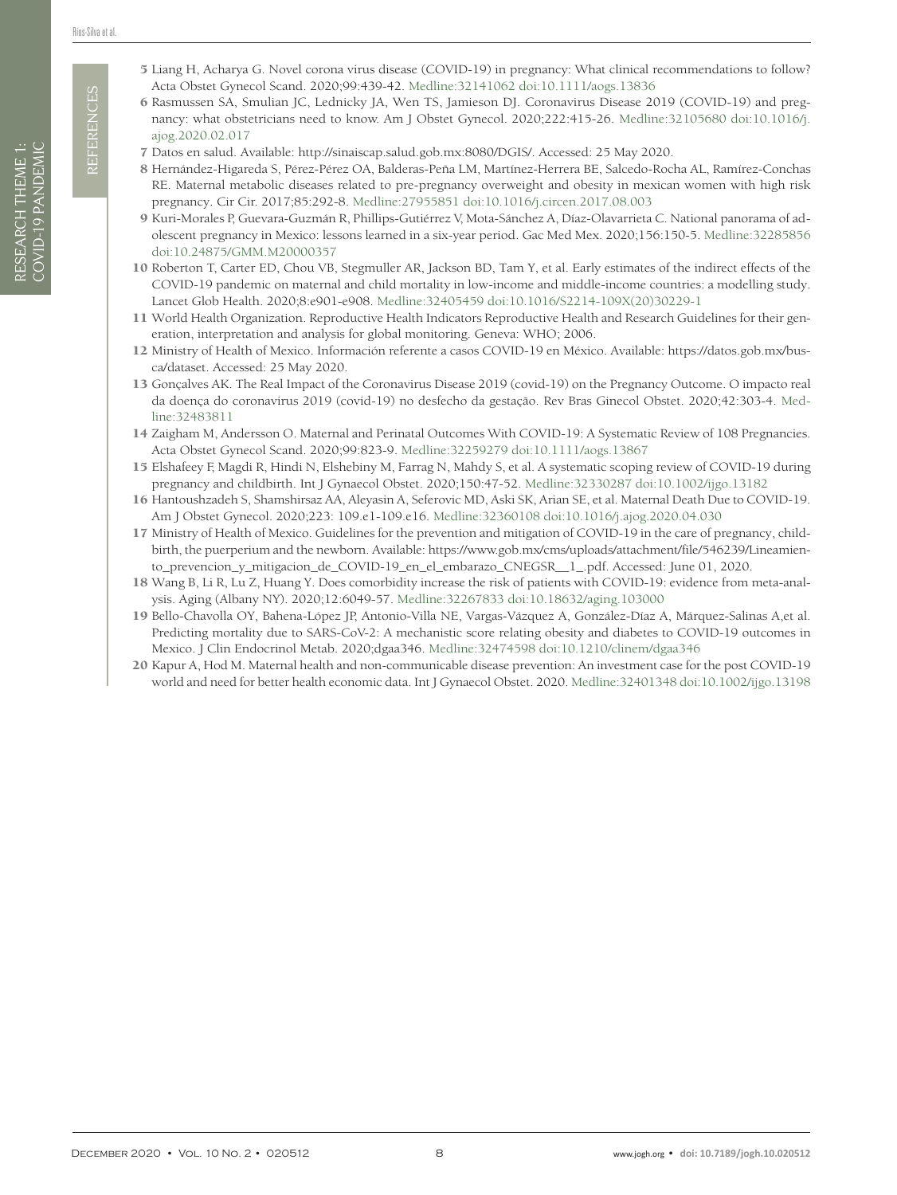5 Liang H, Acharya G. Novel corona virus disease (COVID-19) in pregnancy: What clinical recommendations to follow? Acta Obstet Gynecol Scand. 2020;99:439-42. Medline:32141062 doi:10.1111/aogs.13836

6 Rasmussen SA, Smulian JC, Lednicky JA, Wen TS, Jamieson DJ. Coronavirus Disease 2019 (COVID-19) and pregnancy: what obstetricians need to know. Am J Obstet Gynecol. 2020;222:415-26. Medline:32105680 doi:10.1016/j.ajog.2020.02.017

7 Datos en salud. Available: http://sinaiscap.salud.gob.mx:8080/DGIS/. Accessed: 25 May 2020.

8 Hernández-Higareda S, Pérez-Pérez OA, Balderas-Peña LM, Martínez-Herrera BE, Salcedo-Rocha AL, Ramírez-Conchas RE. Maternal metabolic diseases related to pre-pregnancy overweight and obesity in mexican women with high risk pregnancy. Cir Cir. 2017;85:292-8. Medline:27955851 doi:10.1016/j.circen.2017.08.003

9 Kuri-Morales P, Guevara-Guzmán R, Phillips-Gutiérrez V, Mota-Sánchez A, Díaz-Olavarrieta C. National panorama of adolescent pregnancy in Mexico: lessons learned in a six-year period. Gac Med Mex. 2020;156:150-5. Medline:32285856 doi:10.24875/GMM.M20000357

10 Roberton T, Carter ED, Chou VB, Stegmuller AR, Jackson BD, Tam Y, et al. Early estimates of the indirect effects of the COVID-19 pandemic on maternal and child mortality in low-income and middle-income countries: a modelling study. Lancet Glob Health. 2020;8:e901-e908. Medline:32405459 doi:10.1016/S2214-109X(20)30229-1

11 World Health Organization. Reproductive Health Indicators Reproductive Health and Research Guidelines for their generation, interpretation and analysis for global monitoring. Geneva: WHO; 2006.

12 Ministry of Health of Mexico. Información referente a casos COVID-19 en México. Available: https://datos.gob.mx/busca/dataset. Accessed: 25 May 2020.

13 Gonçalves AK. The Real Impact of the Coronavirus Disease 2019 (covid-19) on the Pregnancy Outcome. O impacto real da doença do coronavirus 2019 (covid-19) no desfecho da gestação. Rev Bras Ginecol Obstet. 2020;42:303-4. Medline:32483811

14 Zaigham M, Andersson O. Maternal and Perinatal Outcomes With COVID-19: A Systematic Review of 108 Pregnancies. Acta Obstet Gynecol Scand. 2020;99:823-9. Medline:32259279 doi:10.1111/aogs.13867

15 Elshafeey F, Magdi R, Hindi N, Elshebiny M, Farrag N, Mahdy S, et al. A systematic scoping review of COVID-19 during pregnancy and childbirth. Int J Gynaecol Obstet. 2020;150:47-52. Medline:32330287 doi:10.1002/ijgo.13182

16 Hantoushzadeh S, Shamshirsaz AA, Aleyasin A, Seferovic MD, Aski SK, Arian SE, et al. Maternal Death Due to COVID-19. Am J Obstet Gynecol. 2020;223: 109.e1-109.e16. Medline:32360108 doi:10.1016/j.ajog.2020.04.030

17 Ministry of Health of Mexico. Guidelines for the prevention and mitigation of COVID-19 in the care of pregnancy, childbirth, the puerperium and the newborn. Available: https://www.gob.mx/cms/uploads/attachment/file/546239/Lineamiento_prevencion_y_mitigacion_de_COVID-19_en_el_embarazo_CNEGSR__1_.pdf. Accessed: June 01, 2020.

18 Wang B, Li R, Lu Z, Huang Y. Does comorbidity increase the risk of patients with COVID-19: evidence from meta-analysis. Aging (Albany NY). 2020;12:6049-57. Medline:32267833 doi:10.18632/aging.103000

19 Bello-Chavolla OY, Bahena-López JP, Antonio-Villa NE, Vargas-Vázquez A, González-Díaz A, Márquez-Salinas A,et al. Predicting mortality due to SARS-CoV-2: A mechanistic score relating obesity and diabetes to COVID-19 outcomes in Mexico. J Clin Endocrinol Metab. 2020;dgaa346. Medline:32474598 doi:10.1210/clinem/dgaa346

20 Kapur A, Hod M. Maternal health and non-communicable disease prevention: An investment case for the post COVID-19 world and need for better health economic data. Int J Gynaecol Obstet. 2020. Medline:32401348 doi:10.1002/ijgo.13198